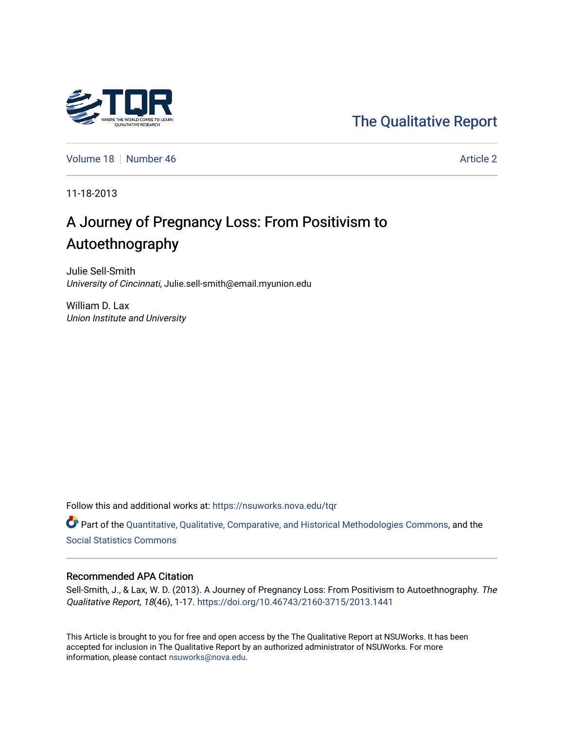The Qualitative Report

Volume 18 | Number 46 | Article 2

11-18-2013

# A Journey of Pregnancy Loss: From Positivism to Autoethnography

Julie Sell-Smith
*University of Cincinnati*, Julie.sell-smith@email.myunion.edu

William D. Lax
*Union Institute and University*

Follow this and additional works at: https://nsuworks.nova.edu/tqr

Part of the Quantitative, Qualitative, Comparative, and Historical Methodologies Commons, and the Social Statistics Commons

## Recommended APA Citation

Sell-Smith, J., & Lax, W. D. (2013). A Journey of Pregnancy Loss: From Positivism to Autoethnography. *The Qualitative Report*, *18*(46), 1-17. https://doi.org/10.46743/2160-3715/2013.1441

This Article is brought to you for free and open access by the The Qualitative Report at NSUWorks. It has been accepted for inclusion in The Qualitative Report by an authorized administrator of NSUWorks. For more information, please contact nsuworks@nova.edu.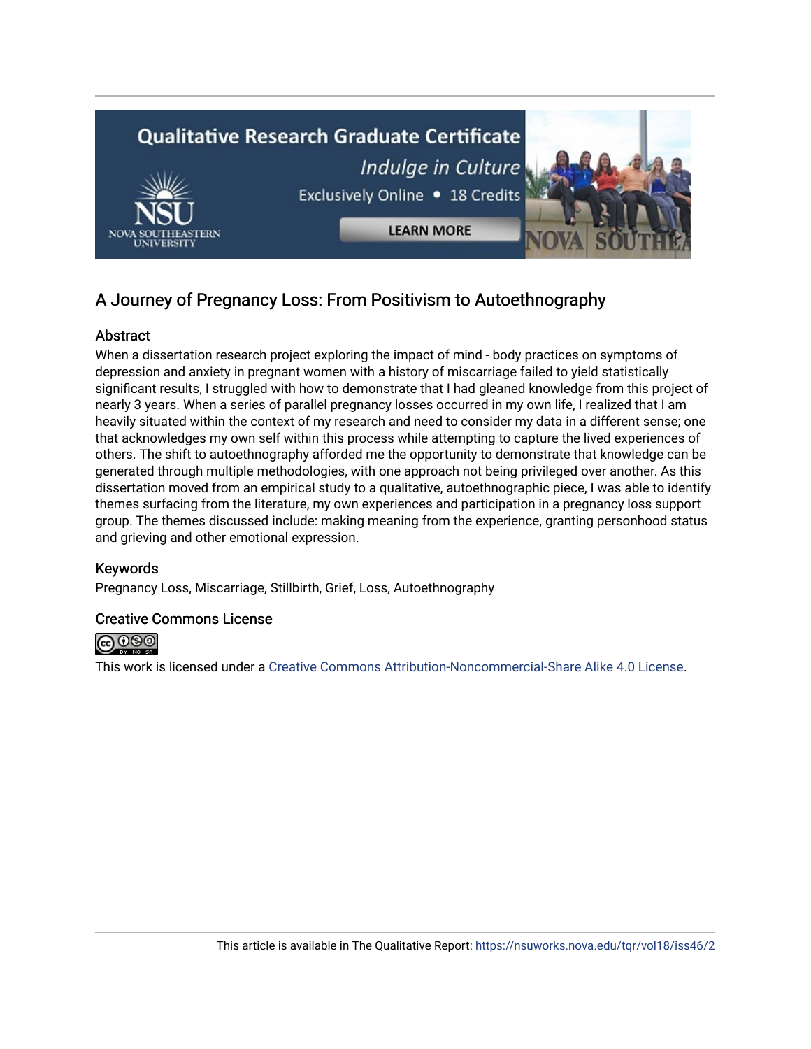# A Journey of Pregnancy Loss: From Positivism to Autoethnography

## Abstract

When a dissertation research project exploring the impact of mind - body practices on symptoms of depression and anxiety in pregnant women with a history of miscarriage failed to yield statistically significant results, I struggled with how to demonstrate that I had gleaned knowledge from this project of nearly 3 years. When a series of parallel pregnancy losses occurred in my own life, I realized that I am heavily situated within the context of my research and need to consider my data in a different sense; one that acknowledges my own self within this process while attempting to capture the lived experiences of others. The shift to autoethnography afforded me the opportunity to demonstrate that knowledge can be generated through multiple methodologies, with one approach not being privileged over another. As this dissertation moved from an empirical study to a qualitative, autoethnographic piece, I was able to identify themes surfacing from the literature, my own experiences and participation in a pregnancy loss support group. The themes discussed include: making meaning from the experience, granting personhood status and grieving and other emotional expression.

## Keywords

Pregnancy Loss, Miscarriage, Stillbirth, Grief, Loss, Autoethnography

## Creative Commons License

This work is licensed under a Creative Commons Attribution-Noncommercial-Share Alike 4.0 License.

This article is available in The Qualitative Report: https://nsuworks.nova.edu/tqr/vol18/iss46/2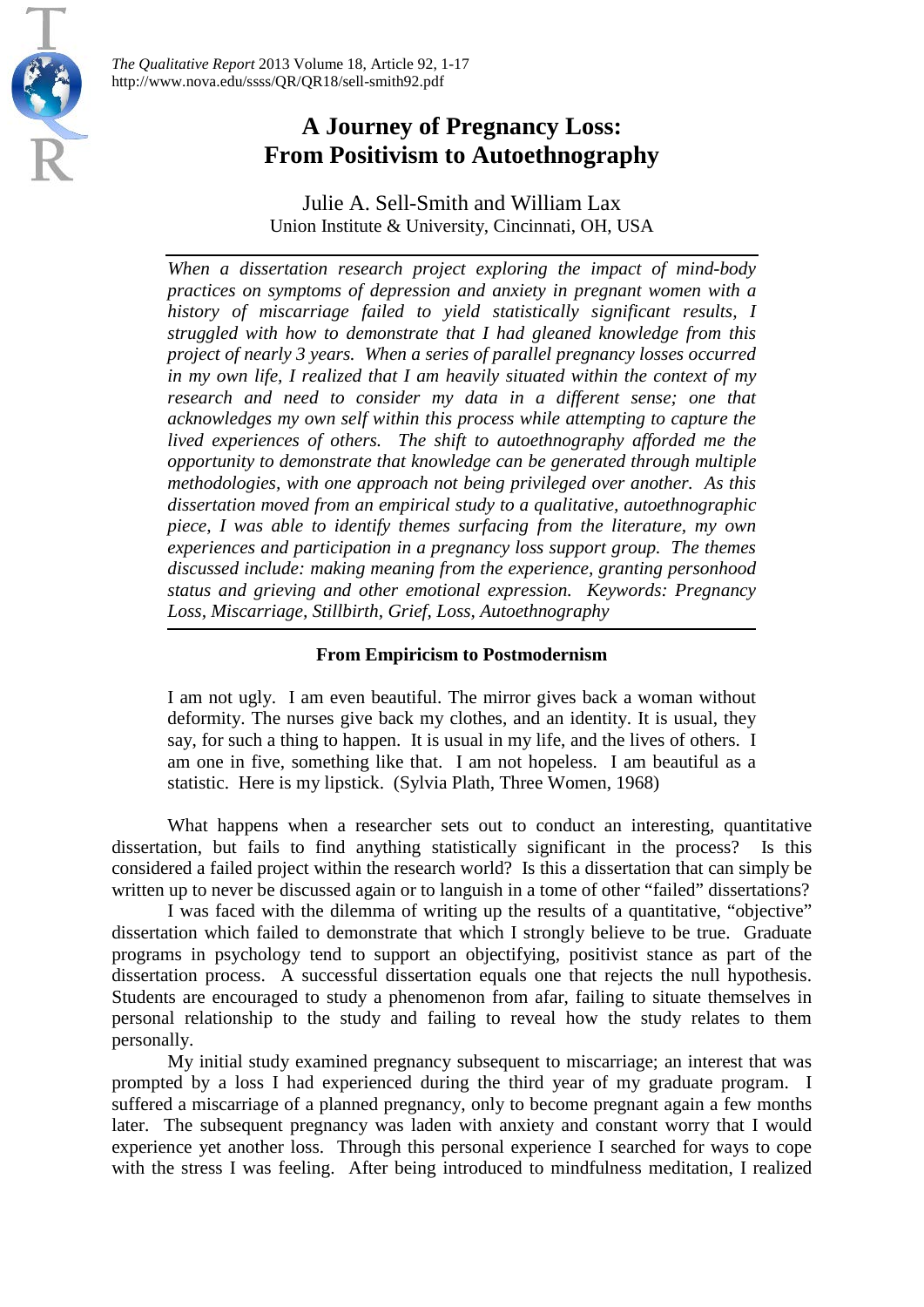# A Journey of Pregnancy Loss: From Positivism to Autoethnography

Julie A. Sell-Smith and William Lax

Union Institute & University, Cincinnati, OH, USA

*When a dissertation research project exploring the impact of mind-body practices on symptoms of depression and anxiety in pregnant women with a history of miscarriage failed to yield statistically significant results, I struggled with how to demonstrate that I had gleaned knowledge from this project of nearly 3 years. When a series of parallel pregnancy losses occurred in my own life, I realized that I am heavily situated within the context of my research and need to consider my data in a different sense; one that acknowledges my own self within this process while attempting to capture the lived experiences of others. The shift to autoethnography afforded me the opportunity to demonstrate that knowledge can be generated through multiple methodologies, with one approach not being privileged over another. As this dissertation moved from an empirical study to a qualitative, autoethnographic piece, I was able to identify themes surfacing from the literature, my own experiences and participation in a pregnancy loss support group. The themes discussed include: making meaning from the experience, granting personhood status and grieving and other emotional expression. Keywords: Pregnancy Loss, Miscarriage, Stillbirth, Grief, Loss, Autoethnography*

## From Empiricism to Postmodernism

> I am not ugly. I am even beautiful. The mirror gives back a woman without deformity. The nurses give back my clothes, and an identity. It is usual, they say, for such a thing to happen. It is usual in my life, and the lives of others. I am one in five, something like that. I am not hopeless. I am beautiful as a statistic. Here is my lipstick. (Sylvia Plath, Three Women, 1968)

What happens when a researcher sets out to conduct an interesting, quantitative dissertation, but fails to find anything statistically significant in the process? Is this considered a failed project within the research world? Is this a dissertation that can simply be written up to never be discussed again or to languish in a tome of other "failed" dissertations?

I was faced with the dilemma of writing up the results of a quantitative, "objective" dissertation which failed to demonstrate that which I strongly believe to be true. Graduate programs in psychology tend to support an objectifying, positivist stance as part of the dissertation process. A successful dissertation equals one that rejects the null hypothesis. Students are encouraged to study a phenomenon from afar, failing to situate themselves in personal relationship to the study and failing to reveal how the study relates to them personally.

My initial study examined pregnancy subsequent to miscarriage; an interest that was prompted by a loss I had experienced during the third year of my graduate program. I suffered a miscarriage of a planned pregnancy, only to become pregnant again a few months later. The subsequent pregnancy was laden with anxiety and constant worry that I would experience yet another loss. Through this personal experience I searched for ways to cope with the stress I was feeling. After being introduced to mindfulness meditation, I realized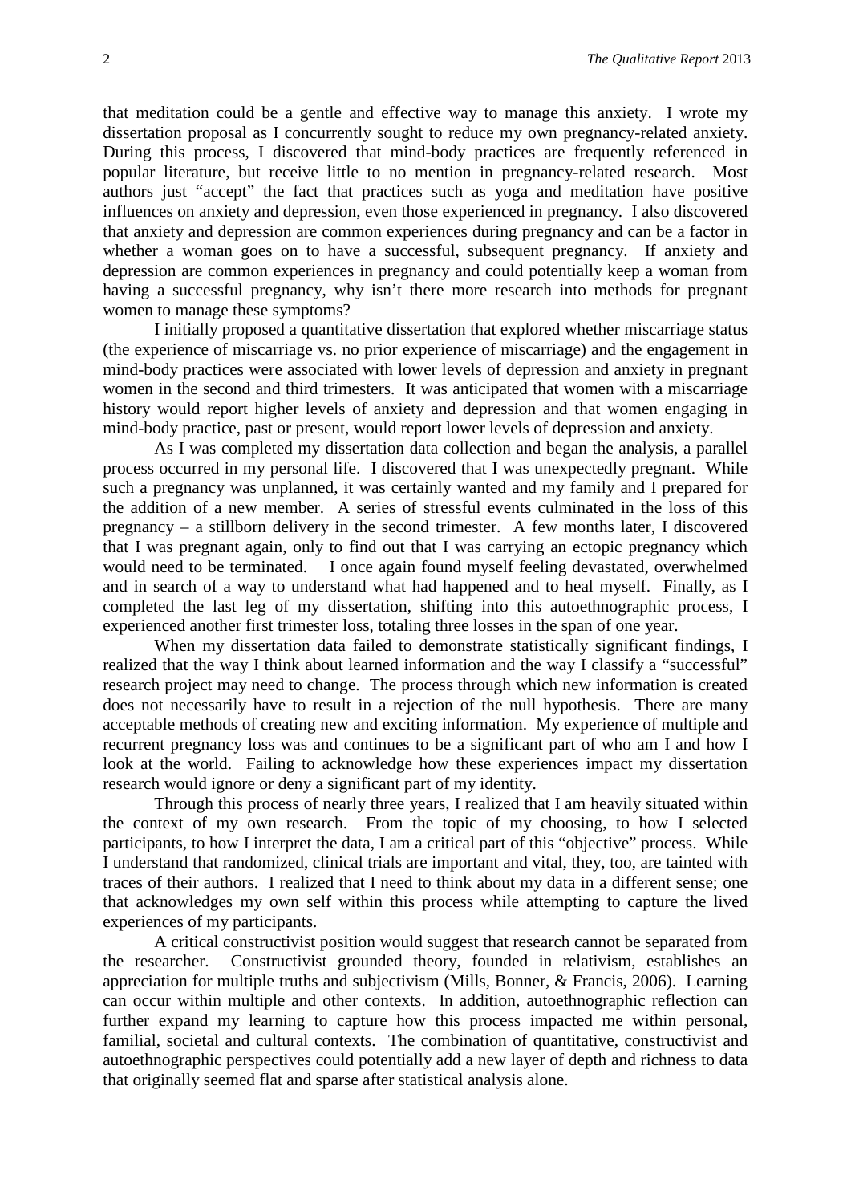that meditation could be a gentle and effective way to manage this anxiety. I wrote my dissertation proposal as I concurrently sought to reduce my own pregnancy-related anxiety. During this process, I discovered that mind-body practices are frequently referenced in popular literature, but receive little to no mention in pregnancy-related research. Most authors just "accept" the fact that practices such as yoga and meditation have positive influences on anxiety and depression, even those experienced in pregnancy. I also discovered that anxiety and depression are common experiences during pregnancy and can be a factor in whether a woman goes on to have a successful, subsequent pregnancy. If anxiety and depression are common experiences in pregnancy and could potentially keep a woman from having a successful pregnancy, why isn't there more research into methods for pregnant women to manage these symptoms?

I initially proposed a quantitative dissertation that explored whether miscarriage status (the experience of miscarriage vs. no prior experience of miscarriage) and the engagement in mind-body practices were associated with lower levels of depression and anxiety in pregnant women in the second and third trimesters. It was anticipated that women with a miscarriage history would report higher levels of anxiety and depression and that women engaging in mind-body practice, past or present, would report lower levels of depression and anxiety.

As I was completed my dissertation data collection and began the analysis, a parallel process occurred in my personal life. I discovered that I was unexpectedly pregnant. While such a pregnancy was unplanned, it was certainly wanted and my family and I prepared for the addition of a new member. A series of stressful events culminated in the loss of this pregnancy – a stillborn delivery in the second trimester. A few months later, I discovered that I was pregnant again, only to find out that I was carrying an ectopic pregnancy which would need to be terminated. I once again found myself feeling devastated, overwhelmed and in search of a way to understand what had happened and to heal myself. Finally, as I completed the last leg of my dissertation, shifting into this autoethnographic process, I experienced another first trimester loss, totaling three losses in the span of one year.

When my dissertation data failed to demonstrate statistically significant findings, I realized that the way I think about learned information and the way I classify a "successful" research project may need to change. The process through which new information is created does not necessarily have to result in a rejection of the null hypothesis. There are many acceptable methods of creating new and exciting information. My experience of multiple and recurrent pregnancy loss was and continues to be a significant part of who am I and how I look at the world. Failing to acknowledge how these experiences impact my dissertation research would ignore or deny a significant part of my identity.

Through this process of nearly three years, I realized that I am heavily situated within the context of my own research. From the topic of my choosing, to how I selected participants, to how I interpret the data, I am a critical part of this "objective" process. While I understand that randomized, clinical trials are important and vital, they, too, are tainted with traces of their authors. I realized that I need to think about my data in a different sense; one that acknowledges my own self within this process while attempting to capture the lived experiences of my participants.

A critical constructivist position would suggest that research cannot be separated from the researcher. Constructivist grounded theory, founded in relativism, establishes an appreciation for multiple truths and subjectivism (Mills, Bonner, & Francis, 2006). Learning can occur within multiple and other contexts. In addition, autoethnographic reflection can further expand my learning to capture how this process impacted me within personal, familial, societal and cultural contexts. The combination of quantitative, constructivist and autoethnographic perspectives could potentially add a new layer of depth and richness to data that originally seemed flat and sparse after statistical analysis alone.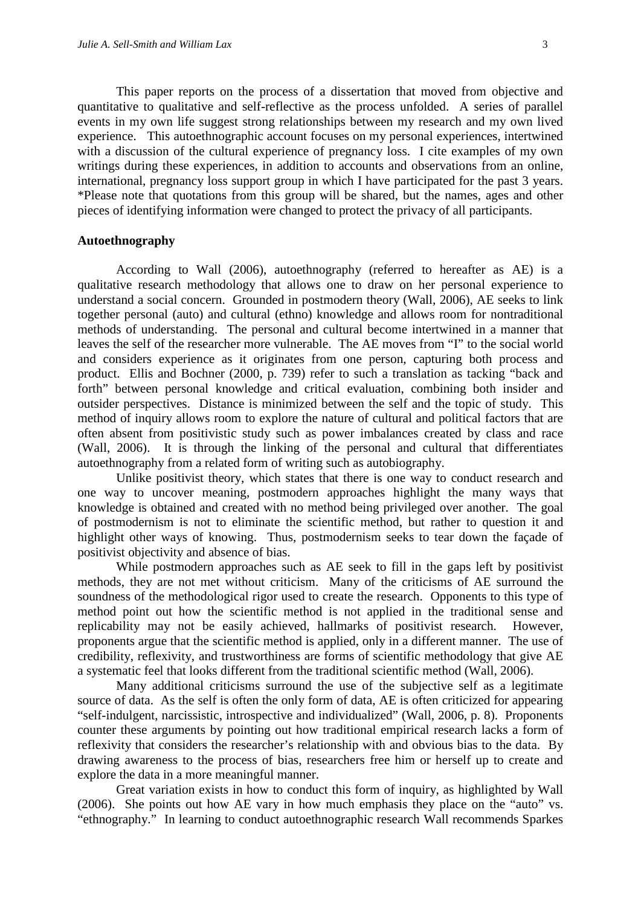This paper reports on the process of a dissertation that moved from objective and quantitative to qualitative and self-reflective as the process unfolded. A series of parallel events in my own life suggest strong relationships between my research and my own lived experience. This autoethnographic account focuses on my personal experiences, intertwined with a discussion of the cultural experience of pregnancy loss. I cite examples of my own writings during these experiences, in addition to accounts and observations from an online, international, pregnancy loss support group in which I have participated for the past 3 years. *Please note that quotations from this group will be shared, but the names, ages and other pieces of identifying information were changed to protect the privacy of all participants.

## Autoethnography

According to Wall (2006), autoethnography (referred to hereafter as AE) is a qualitative research methodology that allows one to draw on her personal experience to understand a social concern. Grounded in postmodern theory (Wall, 2006), AE seeks to link together personal (auto) and cultural (ethno) knowledge and allows room for nontraditional methods of understanding. The personal and cultural become intertwined in a manner that leaves the self of the researcher more vulnerable. The AE moves from "I" to the social world and considers experience as it originates from one person, capturing both process and product. Ellis and Bochner (2000, p. 739) refer to such a translation as tacking "back and forth" between personal knowledge and critical evaluation, combining both insider and outsider perspectives. Distance is minimized between the self and the topic of study. This method of inquiry allows room to explore the nature of cultural and political factors that are often absent from positivistic study such as power imbalances created by class and race (Wall, 2006). It is through the linking of the personal and cultural that differentiates autoethnography from a related form of writing such as autobiography.

Unlike positivist theory, which states that there is one way to conduct research and one way to uncover meaning, postmodern approaches highlight the many ways that knowledge is obtained and created with no method being privileged over another. The goal of postmodernism is not to eliminate the scientific method, but rather to question it and highlight other ways of knowing. Thus, postmodernism seeks to tear down the façade of positivist objectivity and absence of bias.

While postmodern approaches such as AE seek to fill in the gaps left by positivist methods, they are not met without criticism. Many of the criticisms of AE surround the soundness of the methodological rigor used to create the research. Opponents to this type of method point out how the scientific method is not applied in the traditional sense and replicability may not be easily achieved, hallmarks of positivist research. However, proponents argue that the scientific method is applied, only in a different manner. The use of credibility, reflexivity, and trustworthiness are forms of scientific methodology that give AE a systematic feel that looks different from the traditional scientific method (Wall, 2006).

Many additional criticisms surround the use of the subjective self as a legitimate source of data. As the self is often the only form of data, AE is often criticized for appearing "self-indulgent, narcissistic, introspective and individualized" (Wall, 2006, p. 8). Proponents counter these arguments by pointing out how traditional empirical research lacks a form of reflexivity that considers the researcher's relationship with and obvious bias to the data. By drawing awareness to the process of bias, researchers free him or herself up to create and explore the data in a more meaningful manner.

Great variation exists in how to conduct this form of inquiry, as highlighted by Wall (2006). She points out how AE vary in how much emphasis they place on the "auto" vs. "ethnography." In learning to conduct autoethnographic research Wall recommends Sparkes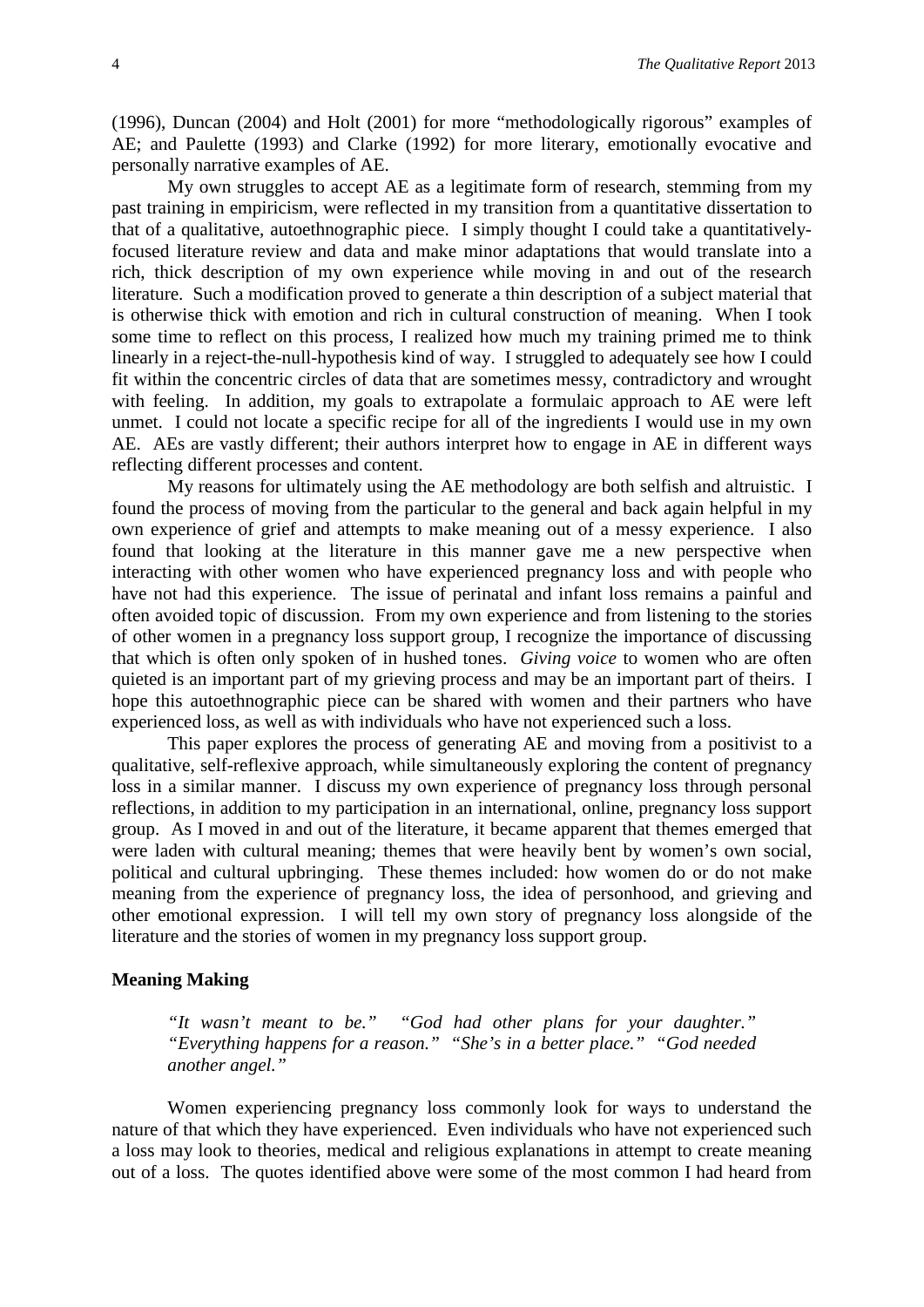(1996), Duncan (2004) and Holt (2001) for more "methodologically rigorous" examples of AE; and Paulette (1993) and Clarke (1992) for more literary, emotionally evocative and personally narrative examples of AE.

My own struggles to accept AE as a legitimate form of research, stemming from my past training in empiricism, were reflected in my transition from a quantitative dissertation to that of a qualitative, autoethnographic piece. I simply thought I could take a quantitatively-focused literature review and data and make minor adaptations that would translate into a rich, thick description of my own experience while moving in and out of the research literature. Such a modification proved to generate a thin description of a subject material that is otherwise thick with emotion and rich in cultural construction of meaning. When I took some time to reflect on this process, I realized how much my training primed me to think linearly in a reject-the-null-hypothesis kind of way. I struggled to adequately see how I could fit within the concentric circles of data that are sometimes messy, contradictory and wrought with feeling. In addition, my goals to extrapolate a formulaic approach to AE were left unmet. I could not locate a specific recipe for all of the ingredients I would use in my own AE. AEs are vastly different; their authors interpret how to engage in AE in different ways reflecting different processes and content.

My reasons for ultimately using the AE methodology are both selfish and altruistic. I found the process of moving from the particular to the general and back again helpful in my own experience of grief and attempts to make meaning out of a messy experience. I also found that looking at the literature in this manner gave me a new perspective when interacting with other women who have experienced pregnancy loss and with people who have not had this experience. The issue of perinatal and infant loss remains a painful and often avoided topic of discussion. From my own experience and from listening to the stories of other women in a pregnancy loss support group, I recognize the importance of discussing that which is often only spoken of in hushed tones. *Giving voice* to women who are often quieted is an important part of my grieving process and may be an important part of theirs. I hope this autoethnographic piece can be shared with women and their partners who have experienced loss, as well as with individuals who have not experienced such a loss.

This paper explores the process of generating AE and moving from a positivist to a qualitative, self-reflexive approach, while simultaneously exploring the content of pregnancy loss in a similar manner. I discuss my own experience of pregnancy loss through personal reflections, in addition to my participation in an international, online, pregnancy loss support group. As I moved in and out of the literature, it became apparent that themes emerged that were laden with cultural meaning; themes that were heavily bent by women's own social, political and cultural upbringing. These themes included: how women do or do not make meaning from the experience of pregnancy loss, the idea of personhood, and grieving and other emotional expression. I will tell my own story of pregnancy loss alongside of the literature and the stories of women in my pregnancy loss support group.

## Meaning Making

> *"It wasn't meant to be." "God had other plans for your daughter." "Everything happens for a reason." "She's in a better place." "God needed another angel."*

Women experiencing pregnancy loss commonly look for ways to understand the nature of that which they have experienced. Even individuals who have not experienced such a loss may look to theories, medical and religious explanations in attempt to create meaning out of a loss. The quotes identified above were some of the most common I had heard from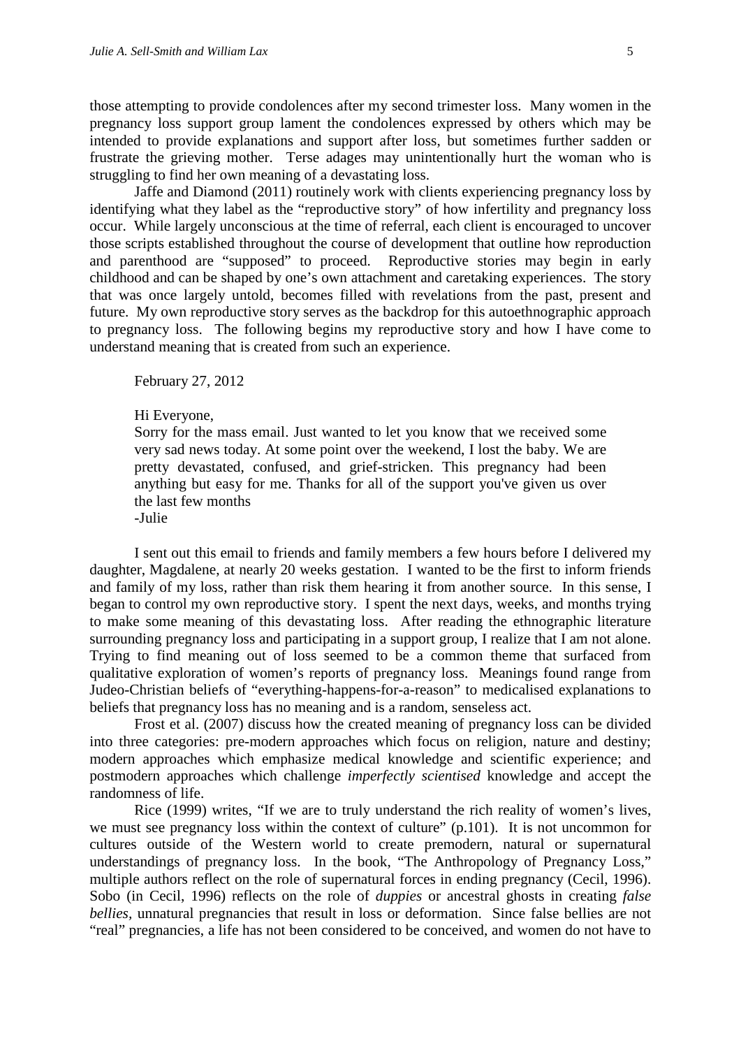those attempting to provide condolences after my second trimester loss. Many women in the pregnancy loss support group lament the condolences expressed by others which may be intended to provide explanations and support after loss, but sometimes further sadden or frustrate the grieving mother. Terse adages may unintentionally hurt the woman who is struggling to find her own meaning of a devastating loss.

Jaffe and Diamond (2011) routinely work with clients experiencing pregnancy loss by identifying what they label as the "reproductive story" of how infertility and pregnancy loss occur. While largely unconscious at the time of referral, each client is encouraged to uncover those scripts established throughout the course of development that outline how reproduction and parenthood are "supposed" to proceed. Reproductive stories may begin in early childhood and can be shaped by one's own attachment and caretaking experiences. The story that was once largely untold, becomes filled with revelations from the past, present and future. My own reproductive story serves as the backdrop for this autoethnographic approach to pregnancy loss. The following begins my reproductive story and how I have come to understand meaning that is created from such an experience.

> February 27, 2012
>
> Hi Everyone,
> Sorry for the mass email. Just wanted to let you know that we received some very sad news today. At some point over the weekend, I lost the baby. We are pretty devastated, confused, and grief-stricken. This pregnancy had been anything but easy for me. Thanks for all of the support you've given us over the last few months
> -Julie

I sent out this email to friends and family members a few hours before I delivered my daughter, Magdalene, at nearly 20 weeks gestation. I wanted to be the first to inform friends and family of my loss, rather than risk them hearing it from another source. In this sense, I began to control my own reproductive story. I spent the next days, weeks, and months trying to make some meaning of this devastating loss. After reading the ethnographic literature surrounding pregnancy loss and participating in a support group, I realize that I am not alone. Trying to find meaning out of loss seemed to be a common theme that surfaced from qualitative exploration of women's reports of pregnancy loss. Meanings found range from Judeo-Christian beliefs of "everything-happens-for-a-reason" to medicalised explanations to beliefs that pregnancy loss has no meaning and is a random, senseless act.

Frost et al. (2007) discuss how the created meaning of pregnancy loss can be divided into three categories: pre-modern approaches which focus on religion, nature and destiny; modern approaches which emphasize medical knowledge and scientific experience; and postmodern approaches which challenge *imperfectly scientised* knowledge and accept the randomness of life.

Rice (1999) writes, "If we are to truly understand the rich reality of women's lives, we must see pregnancy loss within the context of culture" (p.101). It is not uncommon for cultures outside of the Western world to create premodern, natural or supernatural understandings of pregnancy loss. In the book, "The Anthropology of Pregnancy Loss," multiple authors reflect on the role of supernatural forces in ending pregnancy (Cecil, 1996). Sobo (in Cecil, 1996) reflects on the role of *duppies* or ancestral ghosts in creating *false bellies*, unnatural pregnancies that result in loss or deformation. Since false bellies are not "real" pregnancies, a life has not been considered to be conceived, and women do not have to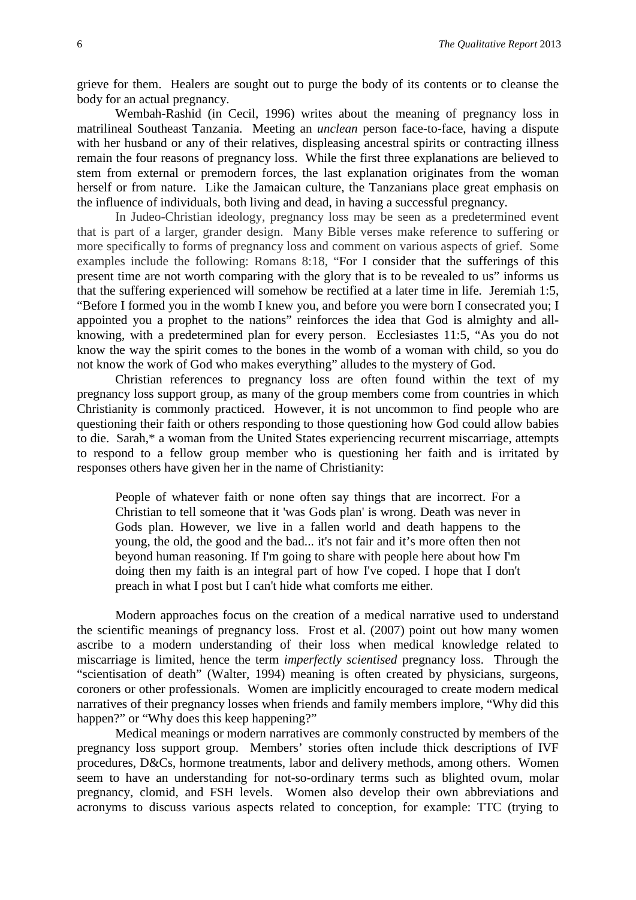grieve for them. Healers are sought out to purge the body of its contents or to cleanse the body for an actual pregnancy.

Wembah-Rashid (in Cecil, 1996) writes about the meaning of pregnancy loss in matrilineal Southeast Tanzania. Meeting an *unclean* person face-to-face, having a dispute with her husband or any of their relatives, displeasing ancestral spirits or contracting illness remain the four reasons of pregnancy loss. While the first three explanations are believed to stem from external or premodern forces, the last explanation originates from the woman herself or from nature. Like the Jamaican culture, the Tanzanians place great emphasis on the influence of individuals, both living and dead, in having a successful pregnancy.

In Judeo-Christian ideology, pregnancy loss may be seen as a predetermined event that is part of a larger, grander design. Many Bible verses make reference to suffering or more specifically to forms of pregnancy loss and comment on various aspects of grief. Some examples include the following: Romans 8:18, "For I consider that the sufferings of this present time are not worth comparing with the glory that is to be revealed to us" informs us that the suffering experienced will somehow be rectified at a later time in life. Jeremiah 1:5, "Before I formed you in the womb I knew you, and before you were born I consecrated you; I appointed you a prophet to the nations" reinforces the idea that God is almighty and all-knowing, with a predetermined plan for every person. Ecclesiastes 11:5, "As you do not know the way the spirit comes to the bones in the womb of a woman with child, so you do not know the work of God who makes everything" alludes to the mystery of God.

Christian references to pregnancy loss are often found within the text of my pregnancy loss support group, as many of the group members come from countries in which Christianity is commonly practiced. However, it is not uncommon to find people who are questioning their faith or others responding to those questioning how God could allow babies to die. Sarah,* a woman from the United States experiencing recurrent miscarriage, attempts to respond to a fellow group member who is questioning her faith and is irritated by responses others have given her in the name of Christianity:

> People of whatever faith or none often say things that are incorrect. For a Christian to tell someone that it 'was Gods plan' is wrong. Death was never in Gods plan. However, we live in a fallen world and death happens to the young, the old, the good and the bad... it's not fair and it's more often then not beyond human reasoning. If I'm going to share with people here about how I'm doing then my faith is an integral part of how I've coped. I hope that I don't preach in what I post but I can't hide what comforts me either.

Modern approaches focus on the creation of a medical narrative used to understand the scientific meanings of pregnancy loss. Frost et al. (2007) point out how many women ascribe to a modern understanding of their loss when medical knowledge related to miscarriage is limited, hence the term *imperfectly scientised* pregnancy loss. Through the "scientisation of death" (Walter, 1994) meaning is often created by physicians, surgeons, coroners or other professionals. Women are implicitly encouraged to create modern medical narratives of their pregnancy losses when friends and family members implore, "Why did this happen?" or "Why does this keep happening?"

Medical meanings or modern narratives are commonly constructed by members of the pregnancy loss support group. Members' stories often include thick descriptions of IVF procedures, D&Cs, hormone treatments, labor and delivery methods, among others. Women seem to have an understanding for not-so-ordinary terms such as blighted ovum, molar pregnancy, clomid, and FSH levels. Women also develop their own abbreviations and acronyms to discuss various aspects related to conception, for example: TTC (trying to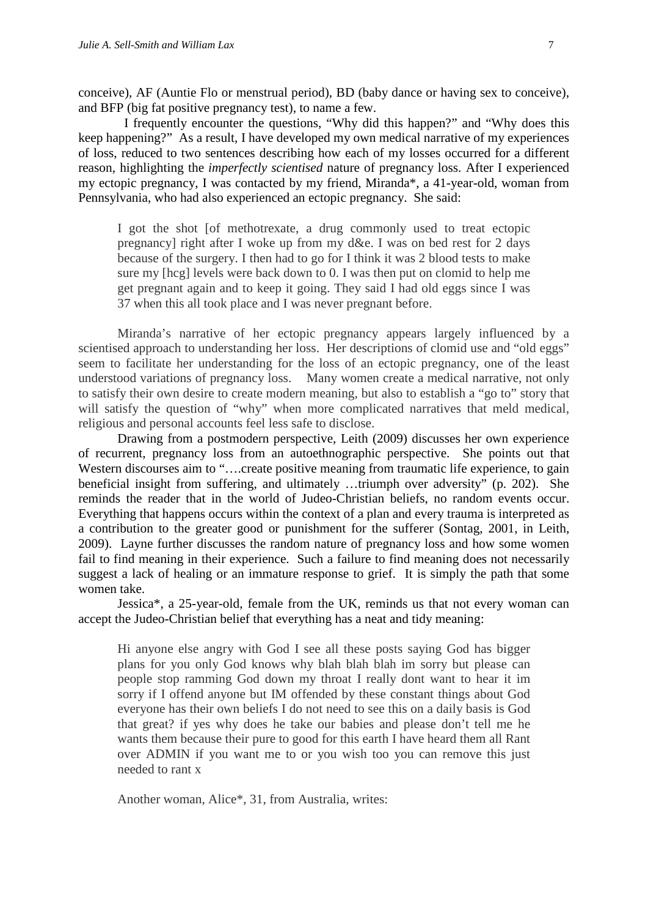conceive), AF (Auntie Flo or menstrual period), BD (baby dance or having sex to conceive), and BFP (big fat positive pregnancy test), to name a few.

I frequently encounter the questions, "Why did this happen?" and "Why does this keep happening?" As a result, I have developed my own medical narrative of my experiences of loss, reduced to two sentences describing how each of my losses occurred for a different reason, highlighting the *imperfectly scientised* nature of pregnancy loss. After I experienced my ectopic pregnancy, I was contacted by my friend, Miranda*, a 41-year-old, woman from Pennsylvania, who had also experienced an ectopic pregnancy. She said:

> I got the shot [of methotrexate, a drug commonly used to treat ectopic pregnancy] right after I woke up from my d&e. I was on bed rest for 2 days because of the surgery. I then had to go for I think it was 2 blood tests to make sure my [hcg] levels were back down to 0. I was then put on clomid to help me get pregnant again and to keep it going. They said I had old eggs since I was 37 when this all took place and I was never pregnant before.

Miranda's narrative of her ectopic pregnancy appears largely influenced by a scientised approach to understanding her loss. Her descriptions of clomid use and "old eggs" seem to facilitate her understanding for the loss of an ectopic pregnancy, one of the least understood variations of pregnancy loss. Many women create a medical narrative, not only to satisfy their own desire to create modern meaning, but also to establish a "go to" story that will satisfy the question of "why" when more complicated narratives that meld medical, religious and personal accounts feel less safe to disclose.

Drawing from a postmodern perspective, Leith (2009) discusses her own experience of recurrent, pregnancy loss from an autoethnographic perspective. She points out that Western discourses aim to "….create positive meaning from traumatic life experience, to gain beneficial insight from suffering, and ultimately …triumph over adversity" (p. 202). She reminds the reader that in the world of Judeo-Christian beliefs, no random events occur. Everything that happens occurs within the context of a plan and every trauma is interpreted as a contribution to the greater good or punishment for the sufferer (Sontag, 2001, in Leith, 2009). Layne further discusses the random nature of pregnancy loss and how some women fail to find meaning in their experience. Such a failure to find meaning does not necessarily suggest a lack of healing or an immature response to grief. It is simply the path that some women take.

Jessica*, a 25-year-old, female from the UK, reminds us that not every woman can accept the Judeo-Christian belief that everything has a neat and tidy meaning:

> Hi anyone else angry with God I see all these posts saying God has bigger plans for you only God knows why blah blah blah im sorry but please can people stop ramming God down my throat I really dont want to hear it im sorry if I offend anyone but IM offended by these constant things about God everyone has their own beliefs I do not need to see this on a daily basis is God that great? if yes why does he take our babies and please don't tell me he wants them because their pure to good for this earth I have heard them all Rant over ADMIN if you want me to or you wish too you can remove this just needed to rant x

Another woman, Alice*, 31, from Australia, writes: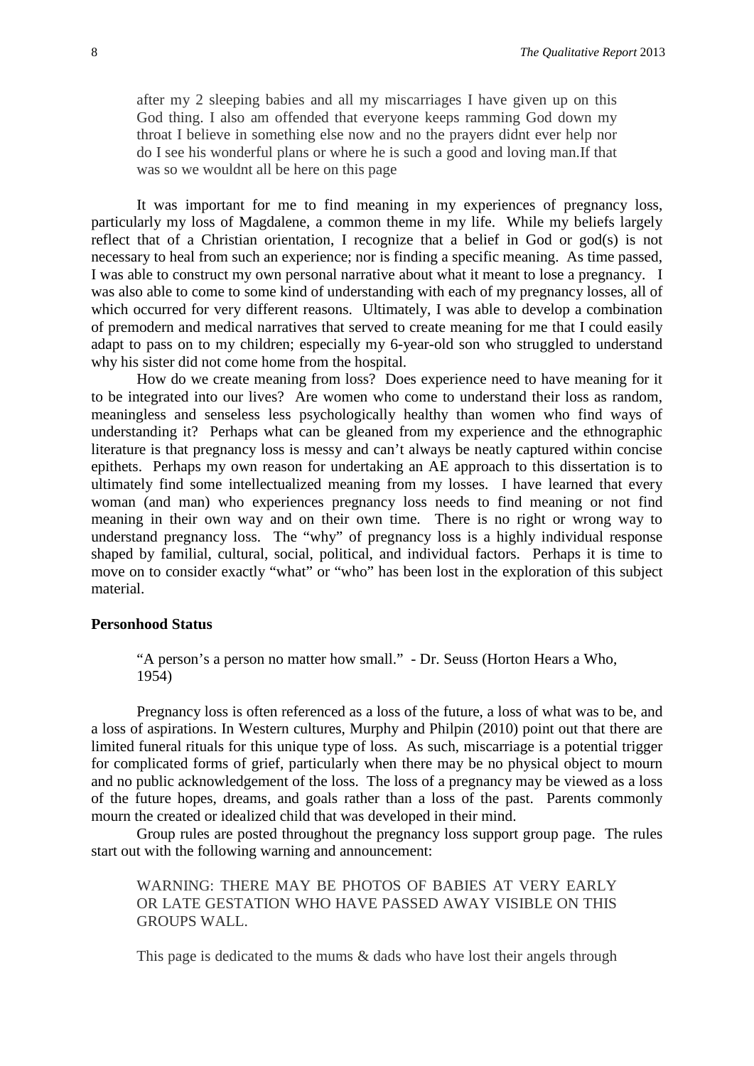> after my 2 sleeping babies and all my miscarriages I have given up on this God thing. I also am offended that everyone keeps ramming God down my throat I believe in something else now and no the prayers didnt ever help nor do I see his wonderful plans or where he is such a good and loving man.If that was so we wouldnt all be here on this page

It was important for me to find meaning in my experiences of pregnancy loss, particularly my loss of Magdalene, a common theme in my life. While my beliefs largely reflect that of a Christian orientation, I recognize that a belief in God or god(s) is not necessary to heal from such an experience; nor is finding a specific meaning. As time passed, I was able to construct my own personal narrative about what it meant to lose a pregnancy. I was also able to come to some kind of understanding with each of my pregnancy losses, all of which occurred for very different reasons. Ultimately, I was able to develop a combination of premodern and medical narratives that served to create meaning for me that I could easily adapt to pass on to my children; especially my 6-year-old son who struggled to understand why his sister did not come home from the hospital.

How do we create meaning from loss? Does experience need to have meaning for it to be integrated into our lives? Are women who come to understand their loss as random, meaningless and senseless less psychologically healthy than women who find ways of understanding it? Perhaps what can be gleaned from my experience and the ethnographic literature is that pregnancy loss is messy and can't always be neatly captured within concise epithets. Perhaps my own reason for undertaking an AE approach to this dissertation is to ultimately find some intellectualized meaning from my losses. I have learned that every woman (and man) who experiences pregnancy loss needs to find meaning or not find meaning in their own way and on their own time. There is no right or wrong way to understand pregnancy loss. The "why" of pregnancy loss is a highly individual response shaped by familial, cultural, social, political, and individual factors. Perhaps it is time to move on to consider exactly "what" or "who" has been lost in the exploration of this subject material.

**Personhood Status**

> "A person's a person no matter how small." - Dr. Seuss (Horton Hears a Who, 1954)

Pregnancy loss is often referenced as a loss of the future, a loss of what was to be, and a loss of aspirations. In Western cultures, Murphy and Philpin (2010) point out that there are limited funeral rituals for this unique type of loss. As such, miscarriage is a potential trigger for complicated forms of grief, particularly when there may be no physical object to mourn and no public acknowledgement of the loss. The loss of a pregnancy may be viewed as a loss of the future hopes, dreams, and goals rather than a loss of the past. Parents commonly mourn the created or idealized child that was developed in their mind.

Group rules are posted throughout the pregnancy loss support group page. The rules start out with the following warning and announcement:

> WARNING: THERE MAY BE PHOTOS OF BABIES AT VERY EARLY OR LATE GESTATION WHO HAVE PASSED AWAY VISIBLE ON THIS GROUPS WALL.
>
> This page is dedicated to the mums & dads who have lost their angels through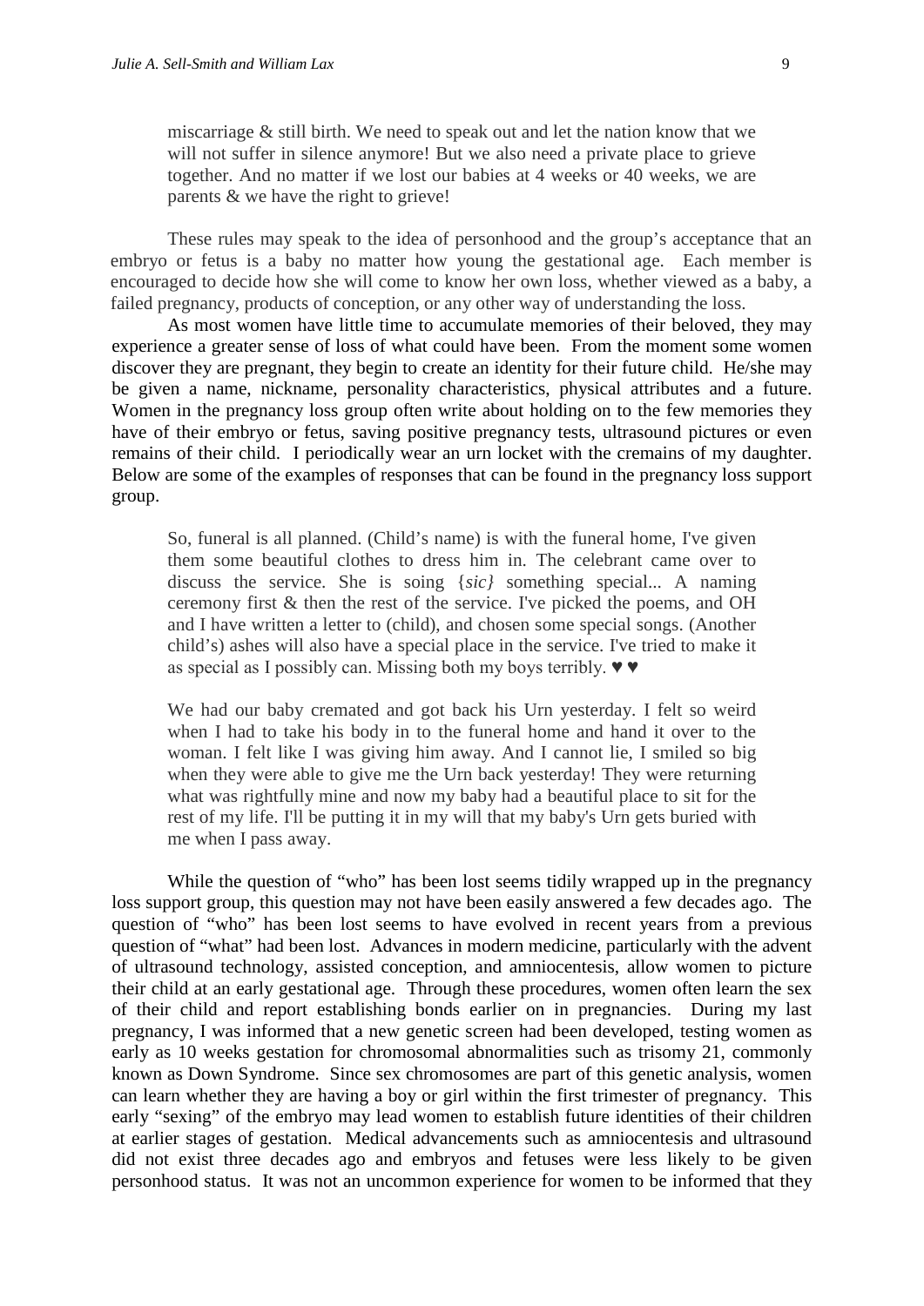> miscarriage & still birth. We need to speak out and let the nation know that we will not suffer in silence anymore! But we also need a private place to grieve together. And no matter if we lost our babies at 4 weeks or 40 weeks, we are parents & we have the right to grieve!

These rules may speak to the idea of personhood and the group's acceptance that an embryo or fetus is a baby no matter how young the gestational age. Each member is encouraged to decide how she will come to know her own loss, whether viewed as a baby, a failed pregnancy, products of conception, or any other way of understanding the loss.

As most women have little time to accumulate memories of their beloved, they may experience a greater sense of loss of what could have been. From the moment some women discover they are pregnant, they begin to create an identity for their future child. He/she may be given a name, nickname, personality characteristics, physical attributes and a future. Women in the pregnancy loss group often write about holding on to the few memories they have of their embryo or fetus, saving positive pregnancy tests, ultrasound pictures or even remains of their child. I periodically wear an urn locket with the cremains of my daughter. Below are some of the examples of responses that can be found in the pregnancy loss support group.

> So, funeral is all planned. (Child's name) is with the funeral home, I've given them some beautiful clothes to dress him in. The celebrant came over to discuss the service. She is soing {*sic}* something special... A naming ceremony first & then the rest of the service. I've picked the poems, and OH and I have written a letter to (child), and chosen some special songs. (Another child's) ashes will also have a special place in the service. I've tried to make it as special as I possibly can. Missing both my boys terribly. ♥ ♥

> We had our baby cremated and got back his Urn yesterday. I felt so weird when I had to take his body in to the funeral home and hand it over to the woman. I felt like I was giving him away. And I cannot lie, I smiled so big when they were able to give me the Urn back yesterday! They were returning what was rightfully mine and now my baby had a beautiful place to sit for the rest of my life. I'll be putting it in my will that my baby's Urn gets buried with me when I pass away.

While the question of "who" has been lost seems tidily wrapped up in the pregnancy loss support group, this question may not have been easily answered a few decades ago. The question of "who" has been lost seems to have evolved in recent years from a previous question of "what" had been lost. Advances in modern medicine, particularly with the advent of ultrasound technology, assisted conception, and amniocentesis, allow women to picture their child at an early gestational age. Through these procedures, women often learn the sex of their child and report establishing bonds earlier on in pregnancies. During my last pregnancy, I was informed that a new genetic screen had been developed, testing women as early as 10 weeks gestation for chromosomal abnormalities such as trisomy 21, commonly known as Down Syndrome. Since sex chromosomes are part of this genetic analysis, women can learn whether they are having a boy or girl within the first trimester of pregnancy. This early "sexing" of the embryo may lead women to establish future identities of their children at earlier stages of gestation. Medical advancements such as amniocentesis and ultrasound did not exist three decades ago and embryos and fetuses were less likely to be given personhood status. It was not an uncommon experience for women to be informed that they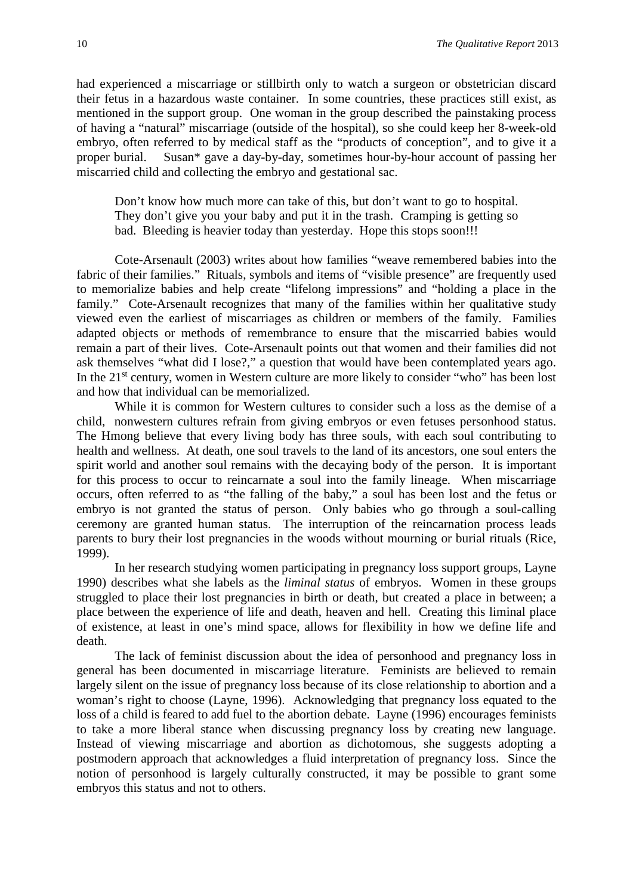had experienced a miscarriage or stillbirth only to watch a surgeon or obstetrician discard their fetus in a hazardous waste container. In some countries, these practices still exist, as mentioned in the support group. One woman in the group described the painstaking process of having a "natural" miscarriage (outside of the hospital), so she could keep her 8-week-old embryo, often referred to by medical staff as the "products of conception", and to give it a proper burial. Susan* gave a day-by-day, sometimes hour-by-hour account of passing her miscarried child and collecting the embryo and gestational sac.

> Don't know how much more can take of this, but don't want to go to hospital. They don't give you your baby and put it in the trash. Cramping is getting so bad. Bleeding is heavier today than yesterday. Hope this stops soon!!!

Cote-Arsenault (2003) writes about how families "weave remembered babies into the fabric of their families." Rituals, symbols and items of "visible presence" are frequently used to memorialize babies and help create "lifelong impressions" and "holding a place in the family." Cote-Arsenault recognizes that many of the families within her qualitative study viewed even the earliest of miscarriages as children or members of the family. Families adapted objects or methods of remembrance to ensure that the miscarried babies would remain a part of their lives. Cote-Arsenault points out that women and their families did not ask themselves "what did I lose?," a question that would have been contemplated years ago. In the 21st century, women in Western culture are more likely to consider "who" has been lost and how that individual can be memorialized.

While it is common for Western cultures to consider such a loss as the demise of a child, nonwestern cultures refrain from giving embryos or even fetuses personhood status. The Hmong believe that every living body has three souls, with each soul contributing to health and wellness. At death, one soul travels to the land of its ancestors, one soul enters the spirit world and another soul remains with the decaying body of the person. It is important for this process to occur to reincarnate a soul into the family lineage. When miscarriage occurs, often referred to as "the falling of the baby," a soul has been lost and the fetus or embryo is not granted the status of person. Only babies who go through a soul-calling ceremony are granted human status. The interruption of the reincarnation process leads parents to bury their lost pregnancies in the woods without mourning or burial rituals (Rice, 1999).

In her research studying women participating in pregnancy loss support groups, Layne 1990) describes what she labels as the *liminal status* of embryos. Women in these groups struggled to place their lost pregnancies in birth or death, but created a place in between; a place between the experience of life and death, heaven and hell. Creating this liminal place of existence, at least in one's mind space, allows for flexibility in how we define life and death.

The lack of feminist discussion about the idea of personhood and pregnancy loss in general has been documented in miscarriage literature. Feminists are believed to remain largely silent on the issue of pregnancy loss because of its close relationship to abortion and a woman's right to choose (Layne, 1996). Acknowledging that pregnancy loss equated to the loss of a child is feared to add fuel to the abortion debate. Layne (1996) encourages feminists to take a more liberal stance when discussing pregnancy loss by creating new language. Instead of viewing miscarriage and abortion as dichotomous, she suggests adopting a postmodern approach that acknowledges a fluid interpretation of pregnancy loss. Since the notion of personhood is largely culturally constructed, it may be possible to grant some embryos this status and not to others.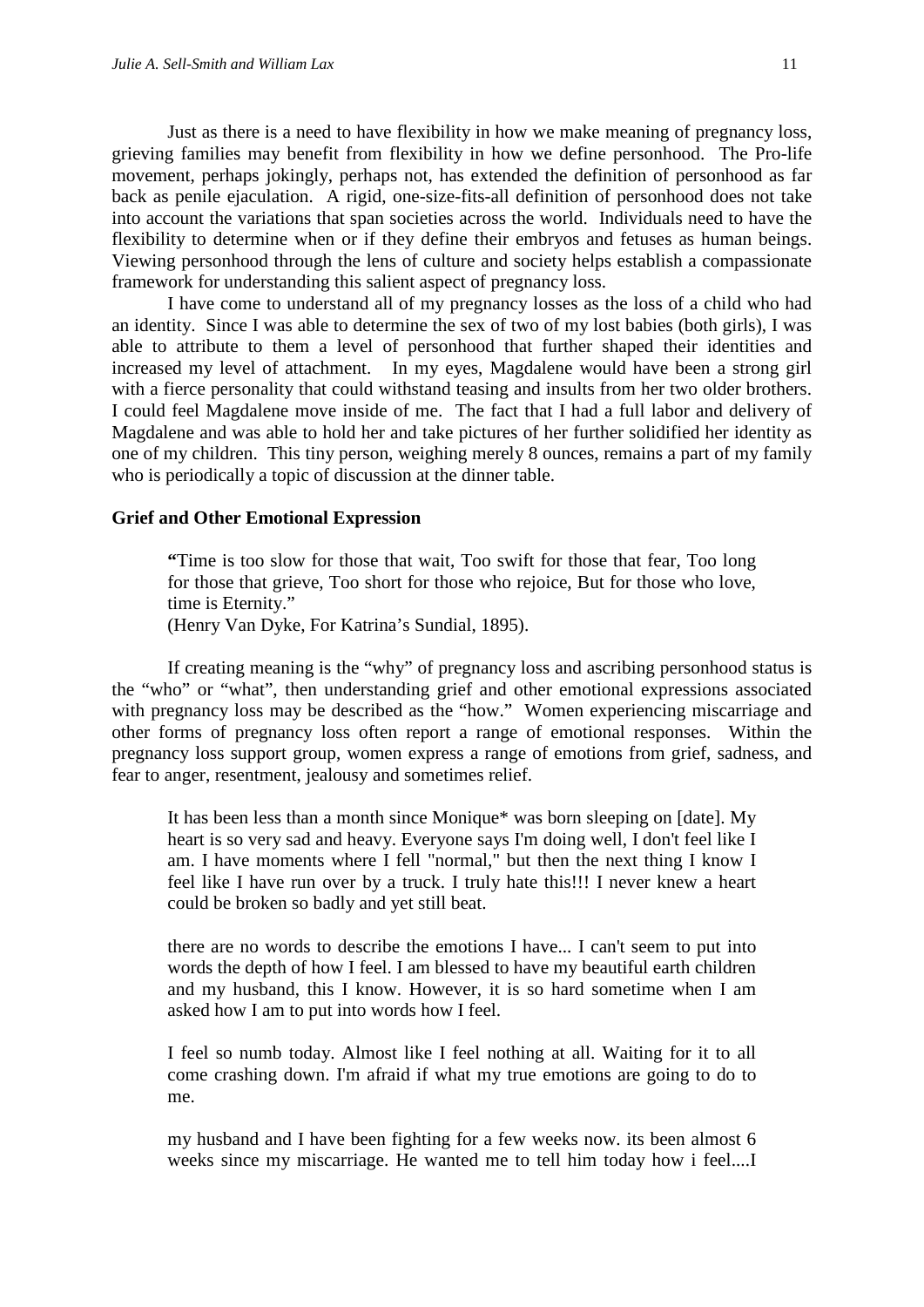Just as there is a need to have flexibility in how we make meaning of pregnancy loss, grieving families may benefit from flexibility in how we define personhood. The Pro-life movement, perhaps jokingly, perhaps not, has extended the definition of personhood as far back as penile ejaculation. A rigid, one-size-fits-all definition of personhood does not take into account the variations that span societies across the world. Individuals need to have the flexibility to determine when or if they define their embryos and fetuses as human beings. Viewing personhood through the lens of culture and society helps establish a compassionate framework for understanding this salient aspect of pregnancy loss.

I have come to understand all of my pregnancy losses as the loss of a child who had an identity. Since I was able to determine the sex of two of my lost babies (both girls), I was able to attribute to them a level of personhood that further shaped their identities and increased my level of attachment. In my eyes, Magdalene would have been a strong girl with a fierce personality that could withstand teasing and insults from her two older brothers. I could feel Magdalene move inside of me. The fact that I had a full labor and delivery of Magdalene and was able to hold her and take pictures of her further solidified her identity as one of my children. This tiny person, weighing merely 8 ounces, remains a part of my family who is periodically a topic of discussion at the dinner table.

### Grief and Other Emotional Expression

> **"**Time is too slow for those that wait, Too swift for those that fear, Too long for those that grieve, Too short for those who rejoice, But for those who love, time is Eternity."
> (Henry Van Dyke, For Katrina's Sundial, 1895).

If creating meaning is the "why" of pregnancy loss and ascribing personhood status is the "who" or "what", then understanding grief and other emotional expressions associated with pregnancy loss may be described as the "how." Women experiencing miscarriage and other forms of pregnancy loss often report a range of emotional responses. Within the pregnancy loss support group, women express a range of emotions from grief, sadness, and fear to anger, resentment, jealousy and sometimes relief.

> It has been less than a month since Monique* was born sleeping on [date]. My heart is so very sad and heavy. Everyone says I'm doing well, I don't feel like I am. I have moments where I fell "normal," but then the next thing I know I feel like I have run over by a truck. I truly hate this!!! I never knew a heart could be broken so badly and yet still beat.

> there are no words to describe the emotions I have... I can't seem to put into words the depth of how I feel. I am blessed to have my beautiful earth children and my husband, this I know. However, it is so hard sometime when I am asked how I am to put into words how I feel.

> I feel so numb today. Almost like I feel nothing at all. Waiting for it to all come crashing down. I'm afraid if what my true emotions are going to do to me.

> my husband and I have been fighting for a few weeks now. its been almost 6 weeks since my miscarriage. He wanted me to tell him today how i feel....I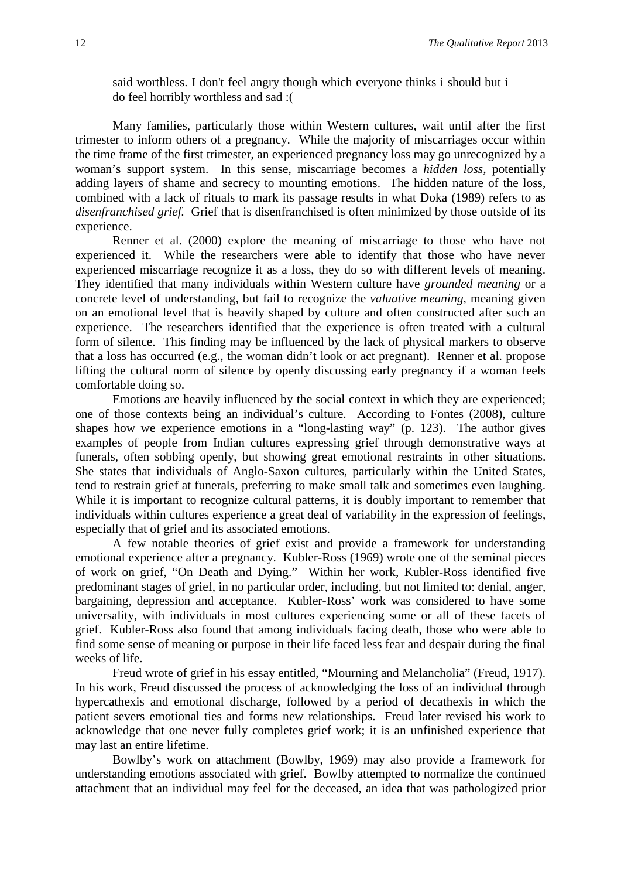> said worthless. I don't feel angry though which everyone thinks i should but i do feel horribly worthless and sad :(

Many families, particularly those within Western cultures, wait until after the first trimester to inform others of a pregnancy. While the majority of miscarriages occur within the time frame of the first trimester, an experienced pregnancy loss may go unrecognized by a woman's support system. In this sense, miscarriage becomes a *hidden loss,* potentially adding layers of shame and secrecy to mounting emotions. The hidden nature of the loss, combined with a lack of rituals to mark its passage results in what Doka (1989) refers to as *disenfranchised grief.* Grief that is disenfranchised is often minimized by those outside of its experience.

Renner et al. (2000) explore the meaning of miscarriage to those who have not experienced it. While the researchers were able to identify that those who have never experienced miscarriage recognize it as a loss, they do so with different levels of meaning. They identified that many individuals within Western culture have *grounded meaning* or a concrete level of understanding, but fail to recognize the *valuative meaning,* meaning given on an emotional level that is heavily shaped by culture and often constructed after such an experience. The researchers identified that the experience is often treated with a cultural form of silence. This finding may be influenced by the lack of physical markers to observe that a loss has occurred (e.g., the woman didn't look or act pregnant). Renner et al. propose lifting the cultural norm of silence by openly discussing early pregnancy if a woman feels comfortable doing so.

Emotions are heavily influenced by the social context in which they are experienced; one of those contexts being an individual's culture. According to Fontes (2008), culture shapes how we experience emotions in a "long-lasting way" (p. 123). The author gives examples of people from Indian cultures expressing grief through demonstrative ways at funerals, often sobbing openly, but showing great emotional restraints in other situations. She states that individuals of Anglo-Saxon cultures, particularly within the United States, tend to restrain grief at funerals, preferring to make small talk and sometimes even laughing. While it is important to recognize cultural patterns, it is doubly important to remember that individuals within cultures experience a great deal of variability in the expression of feelings, especially that of grief and its associated emotions.

A few notable theories of grief exist and provide a framework for understanding emotional experience after a pregnancy. Kubler-Ross (1969) wrote one of the seminal pieces of work on grief, "On Death and Dying." Within her work, Kubler-Ross identified five predominant stages of grief, in no particular order, including, but not limited to: denial, anger, bargaining, depression and acceptance. Kubler-Ross' work was considered to have some universality, with individuals in most cultures experiencing some or all of these facets of grief. Kubler-Ross also found that among individuals facing death, those who were able to find some sense of meaning or purpose in their life faced less fear and despair during the final weeks of life.

Freud wrote of grief in his essay entitled, "Mourning and Melancholia" (Freud, 1917). In his work, Freud discussed the process of acknowledging the loss of an individual through hypercathexis and emotional discharge, followed by a period of decathexis in which the patient severs emotional ties and forms new relationships. Freud later revised his work to acknowledge that one never fully completes grief work; it is an unfinished experience that may last an entire lifetime.

Bowlby's work on attachment (Bowlby, 1969) may also provide a framework for understanding emotions associated with grief. Bowlby attempted to normalize the continued attachment that an individual may feel for the deceased, an idea that was pathologized prior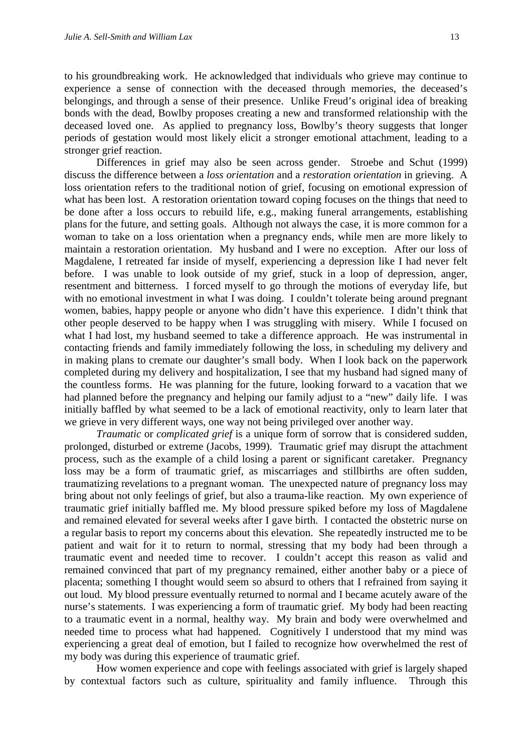to his groundbreaking work. He acknowledged that individuals who grieve may continue to experience a sense of connection with the deceased through memories, the deceased's belongings, and through a sense of their presence. Unlike Freud's original idea of breaking bonds with the dead, Bowlby proposes creating a new and transformed relationship with the deceased loved one. As applied to pregnancy loss, Bowlby's theory suggests that longer periods of gestation would most likely elicit a stronger emotional attachment, leading to a stronger grief reaction.

Differences in grief may also be seen across gender. Stroebe and Schut (1999) discuss the difference between a *loss orientation* and a *restoration orientation* in grieving. A loss orientation refers to the traditional notion of grief, focusing on emotional expression of what has been lost. A restoration orientation toward coping focuses on the things that need to be done after a loss occurs to rebuild life, e.g., making funeral arrangements, establishing plans for the future, and setting goals. Although not always the case, it is more common for a woman to take on a loss orientation when a pregnancy ends, while men are more likely to maintain a restoration orientation. My husband and I were no exception. After our loss of Magdalene, I retreated far inside of myself, experiencing a depression like I had never felt before. I was unable to look outside of my grief, stuck in a loop of depression, anger, resentment and bitterness. I forced myself to go through the motions of everyday life, but with no emotional investment in what I was doing. I couldn't tolerate being around pregnant women, babies, happy people or anyone who didn't have this experience. I didn't think that other people deserved to be happy when I was struggling with misery. While I focused on what I had lost, my husband seemed to take a difference approach. He was instrumental in contacting friends and family immediately following the loss, in scheduling my delivery and in making plans to cremate our daughter's small body. When I look back on the paperwork completed during my delivery and hospitalization, I see that my husband had signed many of the countless forms. He was planning for the future, looking forward to a vacation that we had planned before the pregnancy and helping our family adjust to a "new" daily life. I was initially baffled by what seemed to be a lack of emotional reactivity, only to learn later that we grieve in very different ways, one way not being privileged over another way.

*Traumatic* or *complicated grief* is a unique form of sorrow that is considered sudden, prolonged, disturbed or extreme (Jacobs, 1999). Traumatic grief may disrupt the attachment process, such as the example of a child losing a parent or significant caretaker. Pregnancy loss may be a form of traumatic grief, as miscarriages and stillbirths are often sudden, traumatizing revelations to a pregnant woman. The unexpected nature of pregnancy loss may bring about not only feelings of grief, but also a trauma-like reaction. My own experience of traumatic grief initially baffled me. My blood pressure spiked before my loss of Magdalene and remained elevated for several weeks after I gave birth. I contacted the obstetric nurse on a regular basis to report my concerns about this elevation. She repeatedly instructed me to be patient and wait for it to return to normal, stressing that my body had been through a traumatic event and needed time to recover. I couldn't accept this reason as valid and remained convinced that part of my pregnancy remained, either another baby or a piece of placenta; something I thought would seem so absurd to others that I refrained from saying it out loud. My blood pressure eventually returned to normal and I became acutely aware of the nurse's statements. I was experiencing a form of traumatic grief. My body had been reacting to a traumatic event in a normal, healthy way. My brain and body were overwhelmed and needed time to process what had happened. Cognitively I understood that my mind was experiencing a great deal of emotion, but I failed to recognize how overwhelmed the rest of my body was during this experience of traumatic grief.

How women experience and cope with feelings associated with grief is largely shaped by contextual factors such as culture, spirituality and family influence. Through this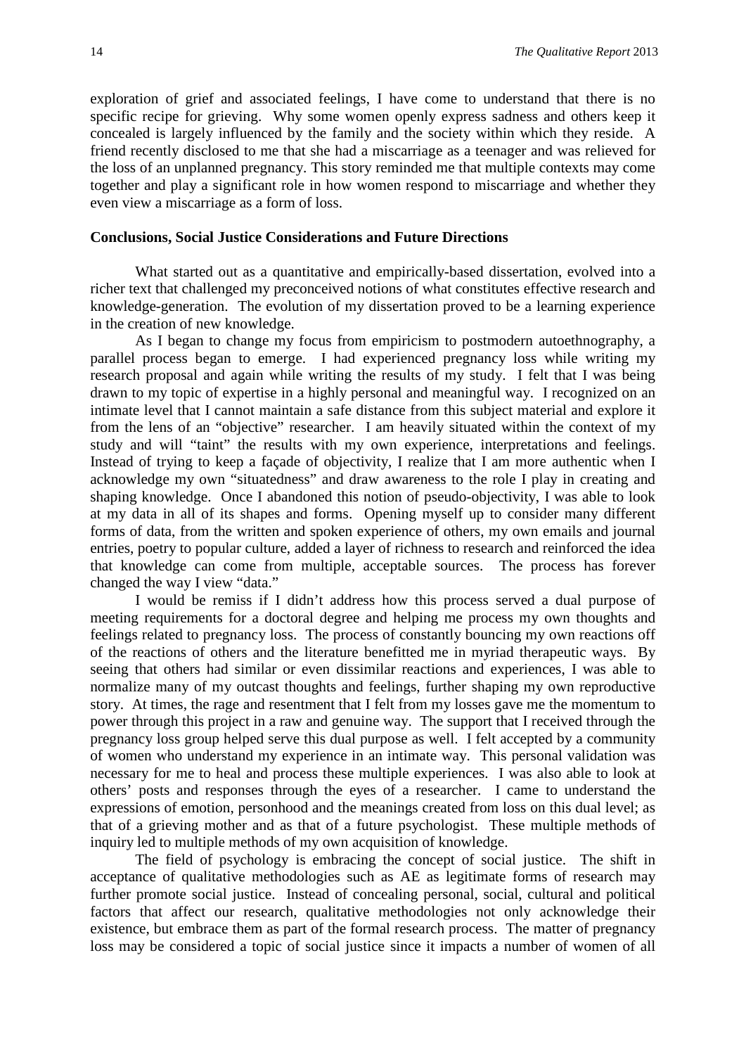exploration of grief and associated feelings, I have come to understand that there is no specific recipe for grieving. Why some women openly express sadness and others keep it concealed is largely influenced by the family and the society within which they reside. A friend recently disclosed to me that she had a miscarriage as a teenager and was relieved for the loss of an unplanned pregnancy. This story reminded me that multiple contexts may come together and play a significant role in how women respond to miscarriage and whether they even view a miscarriage as a form of loss.

## Conclusions, Social Justice Considerations and Future Directions

What started out as a quantitative and empirically-based dissertation, evolved into a richer text that challenged my preconceived notions of what constitutes effective research and knowledge-generation. The evolution of my dissertation proved to be a learning experience in the creation of new knowledge.

As I began to change my focus from empiricism to postmodern autoethnography, a parallel process began to emerge. I had experienced pregnancy loss while writing my research proposal and again while writing the results of my study. I felt that I was being drawn to my topic of expertise in a highly personal and meaningful way. I recognized on an intimate level that I cannot maintain a safe distance from this subject material and explore it from the lens of an "objective" researcher. I am heavily situated within the context of my study and will "taint" the results with my own experience, interpretations and feelings. Instead of trying to keep a façade of objectivity, I realize that I am more authentic when I acknowledge my own "situatedness" and draw awareness to the role I play in creating and shaping knowledge. Once I abandoned this notion of pseudo-objectivity, I was able to look at my data in all of its shapes and forms. Opening myself up to consider many different forms of data, from the written and spoken experience of others, my own emails and journal entries, poetry to popular culture, added a layer of richness to research and reinforced the idea that knowledge can come from multiple, acceptable sources. The process has forever changed the way I view "data."

I would be remiss if I didn't address how this process served a dual purpose of meeting requirements for a doctoral degree and helping me process my own thoughts and feelings related to pregnancy loss. The process of constantly bouncing my own reactions off of the reactions of others and the literature benefitted me in myriad therapeutic ways. By seeing that others had similar or even dissimilar reactions and experiences, I was able to normalize many of my outcast thoughts and feelings, further shaping my own reproductive story. At times, the rage and resentment that I felt from my losses gave me the momentum to power through this project in a raw and genuine way. The support that I received through the pregnancy loss group helped serve this dual purpose as well. I felt accepted by a community of women who understand my experience in an intimate way. This personal validation was necessary for me to heal and process these multiple experiences. I was also able to look at others' posts and responses through the eyes of a researcher. I came to understand the expressions of emotion, personhood and the meanings created from loss on this dual level; as that of a grieving mother and as that of a future psychologist. These multiple methods of inquiry led to multiple methods of my own acquisition of knowledge.

The field of psychology is embracing the concept of social justice. The shift in acceptance of qualitative methodologies such as AE as legitimate forms of research may further promote social justice. Instead of concealing personal, social, cultural and political factors that affect our research, qualitative methodologies not only acknowledge their existence, but embrace them as part of the formal research process. The matter of pregnancy loss may be considered a topic of social justice since it impacts a number of women of all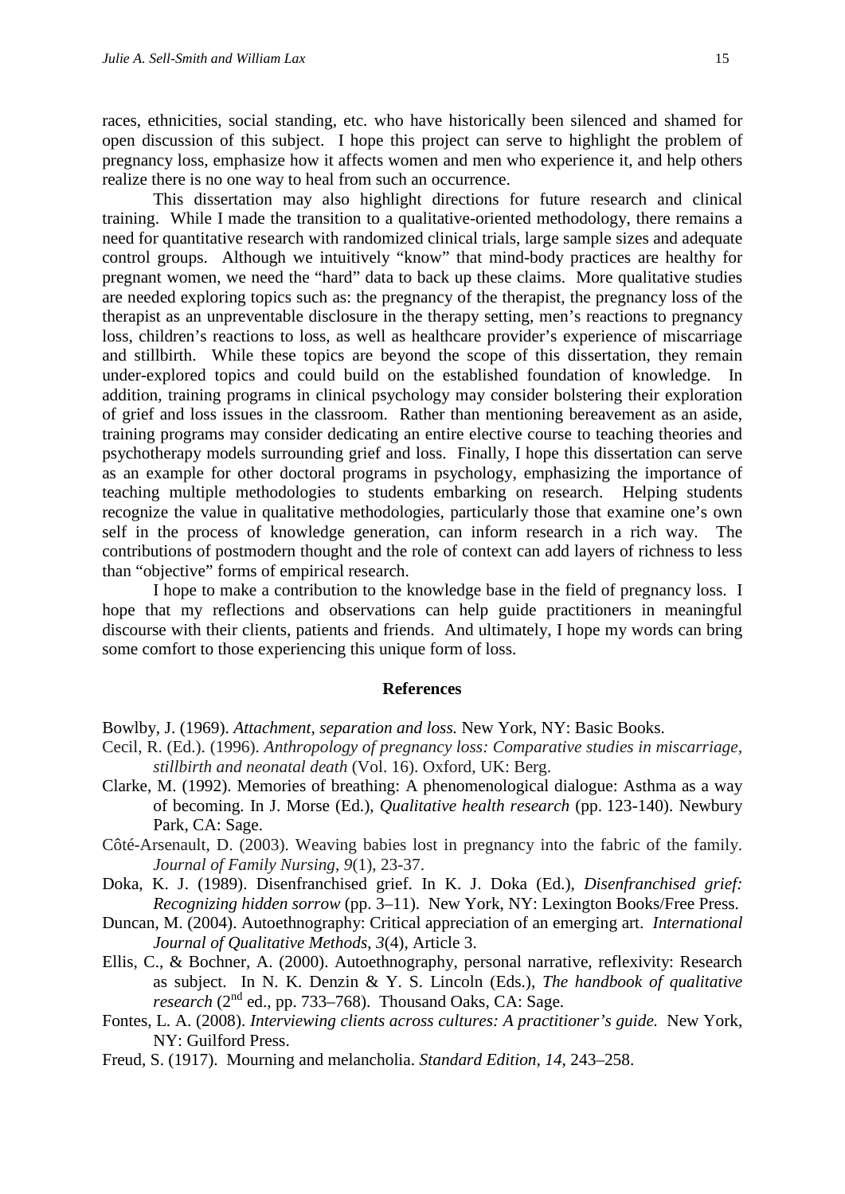races, ethnicities, social standing, etc. who have historically been silenced and shamed for open discussion of this subject. I hope this project can serve to highlight the problem of pregnancy loss, emphasize how it affects women and men who experience it, and help others realize there is no one way to heal from such an occurrence.

This dissertation may also highlight directions for future research and clinical training. While I made the transition to a qualitative-oriented methodology, there remains a need for quantitative research with randomized clinical trials, large sample sizes and adequate control groups. Although we intuitively "know" that mind-body practices are healthy for pregnant women, we need the "hard" data to back up these claims. More qualitative studies are needed exploring topics such as: the pregnancy of the therapist, the pregnancy loss of the therapist as an unpreventable disclosure in the therapy setting, men's reactions to pregnancy loss, children's reactions to loss, as well as healthcare provider's experience of miscarriage and stillbirth. While these topics are beyond the scope of this dissertation, they remain under-explored topics and could build on the established foundation of knowledge. In addition, training programs in clinical psychology may consider bolstering their exploration of grief and loss issues in the classroom. Rather than mentioning bereavement as an aside, training programs may consider dedicating an entire elective course to teaching theories and psychotherapy models surrounding grief and loss. Finally, I hope this dissertation can serve as an example for other doctoral programs in psychology, emphasizing the importance of teaching multiple methodologies to students embarking on research. Helping students recognize the value in qualitative methodologies, particularly those that examine one's own self in the process of knowledge generation, can inform research in a rich way. The contributions of postmodern thought and the role of context can add layers of richness to less than "objective" forms of empirical research.

I hope to make a contribution to the knowledge base in the field of pregnancy loss. I hope that my reflections and observations can help guide practitioners in meaningful discourse with their clients, patients and friends. And ultimately, I hope my words can bring some comfort to those experiencing this unique form of loss.

## References

Bowlby, J. (1969). *Attachment, separation and loss.* New York, NY: Basic Books.

Cecil, R. (Ed.). (1996). *Anthropology of pregnancy loss: Comparative studies in miscarriage, stillbirth and neonatal death* (Vol. 16). Oxford, UK: Berg.

Clarke, M. (1992). Memories of breathing: A phenomenological dialogue: Asthma as a way of becoming. In J. Morse (Ed.), *Qualitative health research* (pp. 123-140). Newbury Park, CA: Sage.

Côté-Arsenault, D. (2003). Weaving babies lost in pregnancy into the fabric of the family. *Journal of Family Nursing*, *9*(1), 23-37.

Doka, K. J. (1989). Disenfranchised grief. In K. J. Doka (Ed.), *Disenfranchised grief: Recognizing hidden sorrow* (pp. 3–11). New York, NY: Lexington Books/Free Press.

Duncan, M. (2004). Autoethnography: Critical appreciation of an emerging art. *International Journal of Qualitative Methods, 3*(4), Article 3.

Ellis, C., & Bochner, A. (2000). Autoethnography, personal narrative, reflexivity: Research as subject. In N. K. Denzin & Y. S. Lincoln (Eds.), *The handbook of qualitative research* (2nd ed., pp. 733–768). Thousand Oaks, CA: Sage.

Fontes, L. A. (2008). *Interviewing clients across cultures: A practitioner's guide.* New York, NY: Guilford Press.

Freud, S. (1917). Mourning and melancholia. *Standard Edition, 14*, 243–258.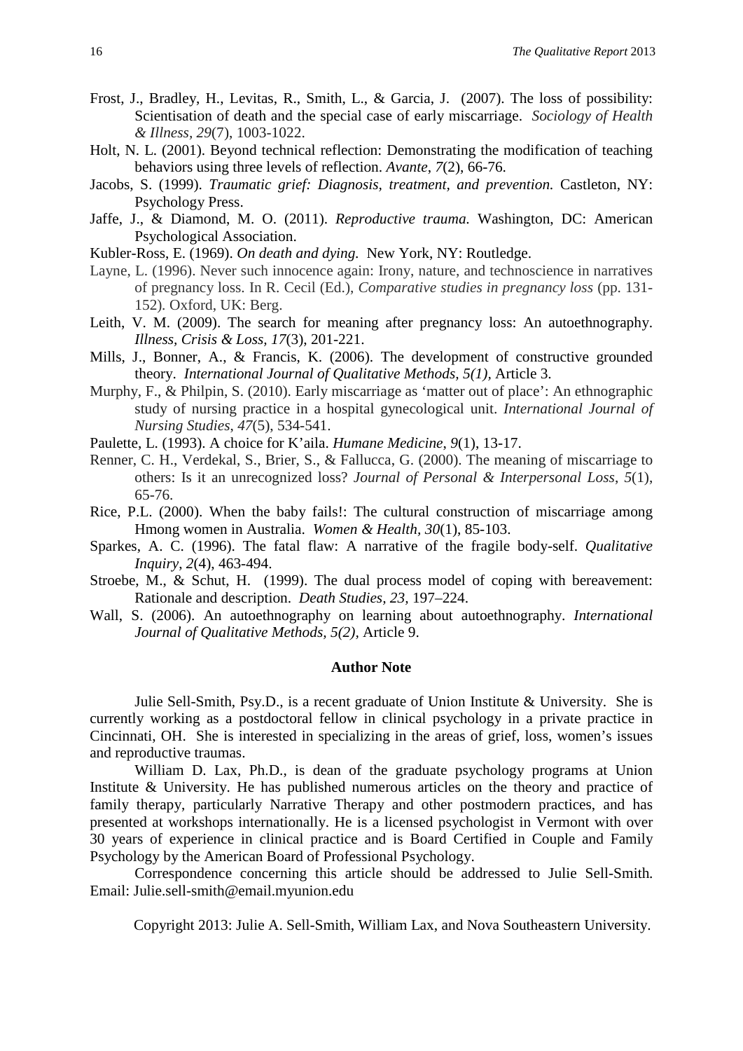Frost, J., Bradley, H., Levitas, R., Smith, L., & Garcia, J. (2007). The loss of possibility: Scientisation of death and the special case of early miscarriage. *Sociology of Health & Illness*, *29*(7), 1003-1022.

Holt, N. L. (2001). Beyond technical reflection: Demonstrating the modification of teaching behaviors using three levels of reflection. *Avante*, *7*(2), 66-76.

Jacobs, S. (1999). *Traumatic grief: Diagnosis, treatment, and prevention.* Castleton, NY: Psychology Press.

Jaffe, J., & Diamond, M. O. (2011). *Reproductive trauma.* Washington, DC: American Psychological Association.

Kubler-Ross, E. (1969). *On death and dying.* New York, NY: Routledge.

Layne, L. (1996). Never such innocence again: Irony, nature, and technoscience in narratives of pregnancy loss. In R. Cecil (Ed.), *Comparative studies in pregnancy loss* (pp. 131-152). Oxford, UK: Berg.

Leith, V. M. (2009). The search for meaning after pregnancy loss: An autoethnography. *Illness, Crisis & Loss, 17*(3), 201-221.

Mills, J., Bonner, A., & Francis, K. (2006). The development of constructive grounded theory. *International Journal of Qualitative Methods, 5(1),* Article 3.

Murphy, F., & Philpin, S. (2010). Early miscarriage as 'matter out of place': An ethnographic study of nursing practice in a hospital gynecological unit. *International Journal of Nursing Studies*, *47*(5), 534-541.

Paulette, L. (1993). A choice for K'aila. *Humane Medicine, 9*(1), 13-17.

Renner, C. H., Verdekal, S., Brier, S., & Fallucca, G. (2000). The meaning of miscarriage to others: Is it an unrecognized loss? *Journal of Personal & Interpersonal Loss*, *5*(1), 65-76.

Rice, P.L. (2000). When the baby fails!: The cultural construction of miscarriage among Hmong women in Australia. *Women & Health, 30*(1), 85-103.

Sparkes, A. C. (1996). The fatal flaw: A narrative of the fragile body-self. *Qualitative Inquiry*, *2*(4), 463-494.

Stroebe, M., & Schut, H. (1999). The dual process model of coping with bereavement: Rationale and description. *Death Studies, 23,* 197–224.

Wall, S. (2006). An autoethnography on learning about autoethnography. *International Journal of Qualitative Methods, 5(2),* Article 9.

## Author Note

Julie Sell-Smith, Psy.D., is a recent graduate of Union Institute & University. She is currently working as a postdoctoral fellow in clinical psychology in a private practice in Cincinnati, OH. She is interested in specializing in the areas of grief, loss, women's issues and reproductive traumas.

William D. Lax, Ph.D., is dean of the graduate psychology programs at Union Institute & University. He has published numerous articles on the theory and practice of family therapy, particularly Narrative Therapy and other postmodern practices, and has presented at workshops internationally. He is a licensed psychologist in Vermont with over 30 years of experience in clinical practice and is Board Certified in Couple and Family Psychology by the American Board of Professional Psychology.

Correspondence concerning this article should be addressed to Julie Sell-Smith. Email: Julie.sell-smith@email.myunion.edu

Copyright 2013: Julie A. Sell-Smith, William Lax, and Nova Southeastern University.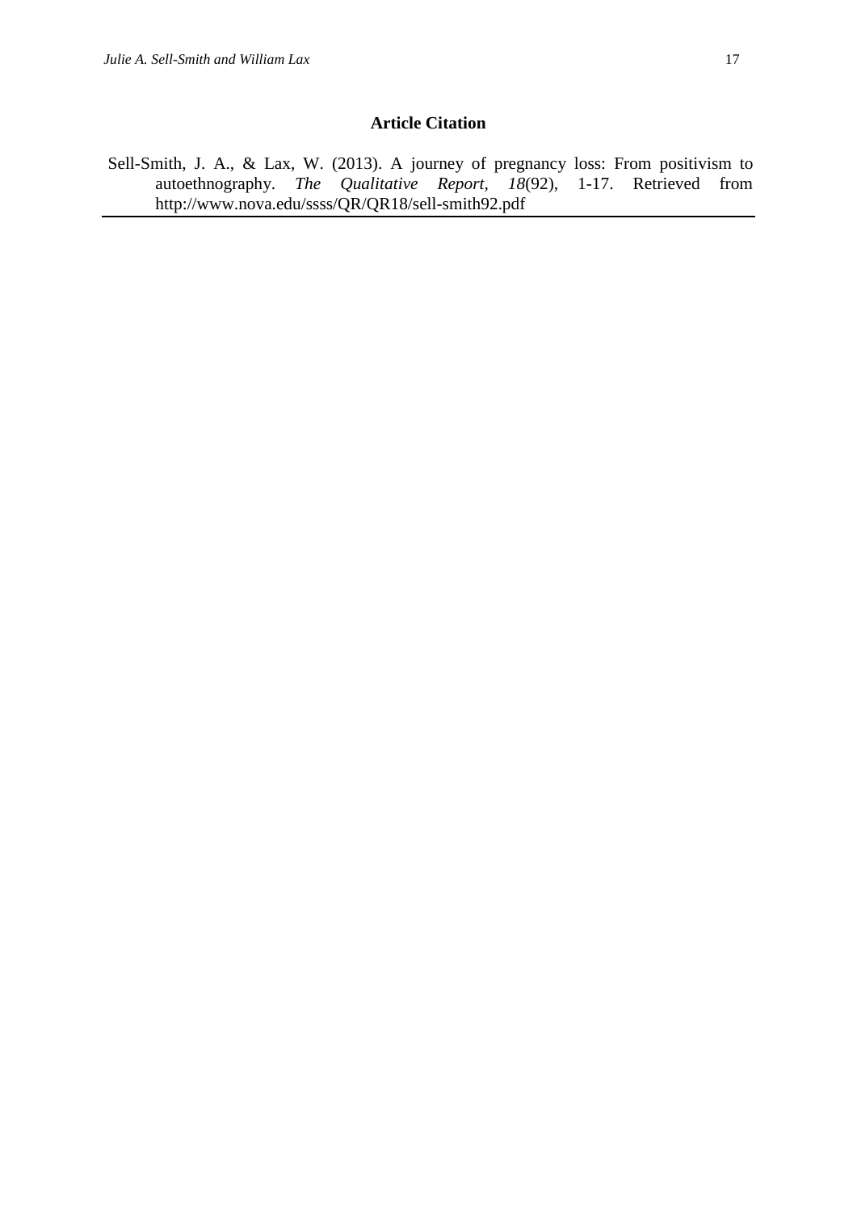## Article Citation

Sell-Smith, J. A., & Lax, W. (2013). A journey of pregnancy loss: From positivism to autoethnography. *The Qualitative Report, 18*(92), 1-17. Retrieved from http://www.nova.edu/ssss/QR/QR18/sell-smith92.pdf